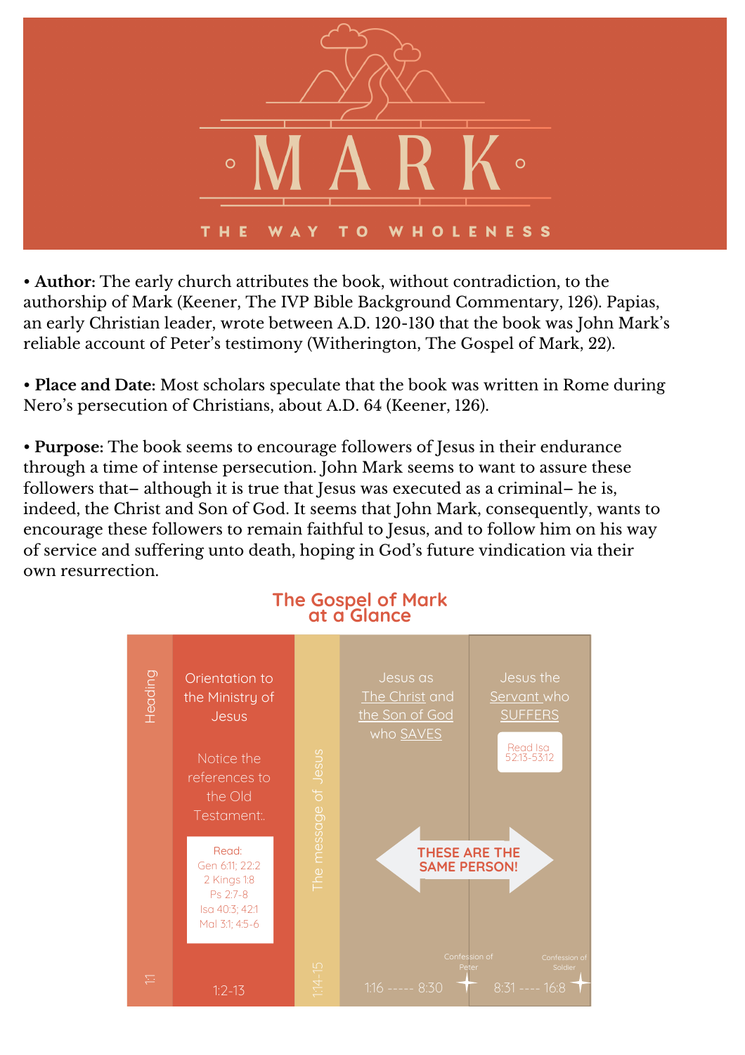# MARK

THE WAY TO WHOLENESS

- **Author:** The early church attributes the book, without contradiction, to the authorship of Mark (Keener, The IVP Bible Background Commentary, 126). Papias, an early Christian leader, wrote between A.D. 120-130 that the book was John Mark's reliable account of Peter's testimony (Witherington, The Gospel of Mark, 22).

- **Place and Date:** Most scholars speculate that the book was written in Rome during Nero's persecution of Christians, about A.D. 64 (Keener, 126).

- **Purpose:** The book seems to encourage followers of Jesus in their endurance through a time of intense persecution. John Mark seems to want to assure these followers that– although it is true that Jesus was executed as a criminal– he is, indeed, the Christ and Son of God. It seems that John Mark, consequently, wants to encourage these followers to remain faithful to Jesus, and to follow him on his way of service and suffering unto death, hoping in God's future vindication via their own resurrection.

## The Gospel of Mark at a Glance

Heading

1:1

Orientation to the Ministry of Jesus

Notice the references to the Old Testament:

Read:
Gen 6:11; 22:2
2 Kings 1:8
Ps 2:7-8
Isa 40:3; 42:1
Mal 3:1; 4:5-6

1:2-13

The message of Jesus

1:14-15

Jesus as The Christ and the Son of God who SAVES

1:16 ----- 8:30

Confession of Peter

Jesus the Servant who SUFFERS

Read Isa 52:13-53:12

8:31 ---- 16:8

Confession of Soldier

THESE ARE THE SAME PERSON!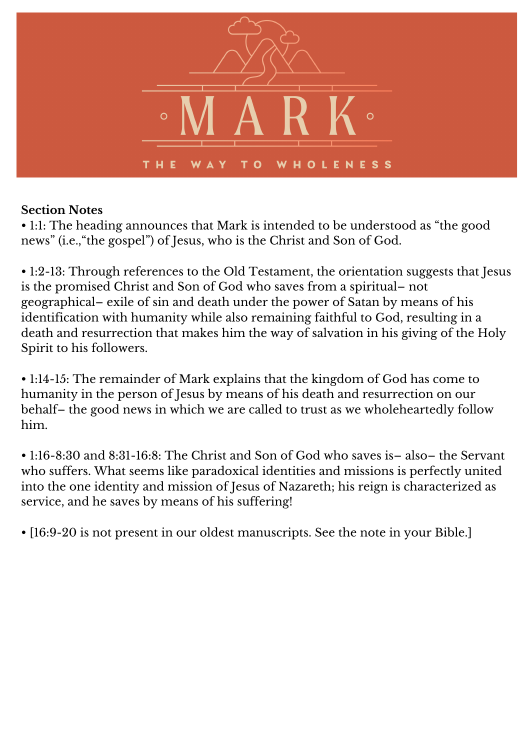# MARK

THE WAY TO WHOLENESS

**Section Notes**

- 1:1: The heading announces that Mark is intended to be understood as "the good news" (i.e.,"the gospel") of Jesus, who is the Christ and Son of God.

- 1:2-13: Through references to the Old Testament, the orientation suggests that Jesus is the promised Christ and Son of God who saves from a spiritual– not geographical– exile of sin and death under the power of Satan by means of his identification with humanity while also remaining faithful to God, resulting in a death and resurrection that makes him the way of salvation in his giving of the Holy Spirit to his followers.

- 1:14-15: The remainder of Mark explains that the kingdom of God has come to humanity in the person of Jesus by means of his death and resurrection on our behalf– the good news in which we are called to trust as we wholeheartedly follow him.

- 1:16-8:30 and 8:31-16:8: The Christ and Son of God who saves is– also– the Servant who suffers. What seems like paradoxical identities and missions is perfectly united into the one identity and mission of Jesus of Nazareth; his reign is characterized as service, and he saves by means of his suffering!

- [16:9-20 is not present in our oldest manuscripts. See the note in your Bible.]